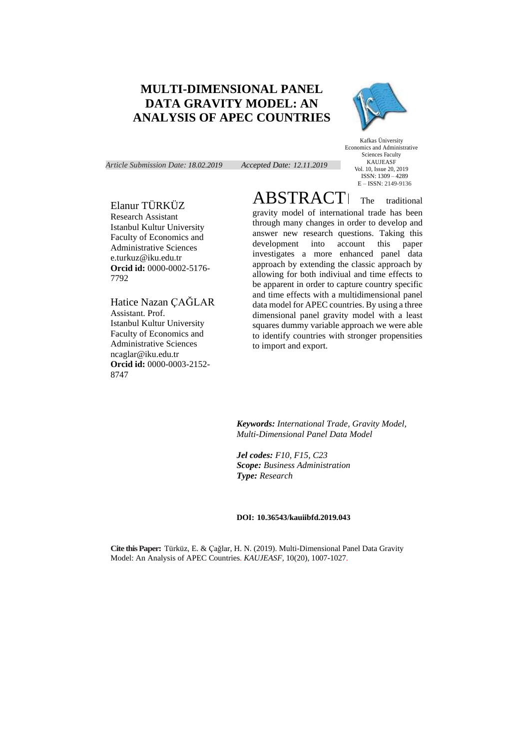# MULTI-DIMENSIONAL PANEL DATA GRAVITY MODEL: AN ANALYSIS OF APEC COUNTRIES

Kafkas Üniversity
Economics and Administrative Sciences Faculty
KAUJEASF
Vol. 10, Issue 20, 2019
ISSN: 1309 – 4289
E – ISSN: 2149-9136

*Article Submission Date: 18.02.2019* *Accepted Date: 12.11.2019*

Elanur TÜRKÜZ
Research Assistant
Istanbul Kultur University
Faculty of Economics and Administrative Sciences
e.turkuz@iku.edu.tr
**Orcid id:** 0000-0002-5176-7792

Hatice Nazan ÇAĞLAR
Assistant. Prof.
Istanbul Kultur University
Faculty of Economics and Administrative Sciences
ncaglar@iku.edu.tr
**Orcid id:** 0000-0003-2152-8747

ABSTRACT The traditional gravity model of international trade has been through many changes in order to develop and answer new research questions. Taking this development into account this paper investigates a more enhanced panel data approach by extending the classic approach by allowing for both indiviual and time effects to be apparent in order to capture country specific and time effects with a multidimensional panel data model for APEC countries. By using a three dimensional panel gravity model with a least squares dummy variable approach we were able to identify countries with stronger propensities to import and export.

***Keywords:*** *International Trade, Gravity Model, Multi-Dimensional Panel Data Model*

***Jel codes:*** *F10, F15, C23*
***Scope:*** *Business Administration*
***Type:*** *Research*

**DOI: 10.36543/kauiibfd.2019.043**

**Cite this Paper:** Türküz, E. & Çağlar, H. N. (2019). Multi-Dimensional Panel Data Gravity Model: An Analysis of APEC Countries. *KAUJEASF*, 10(20), 1007-1027.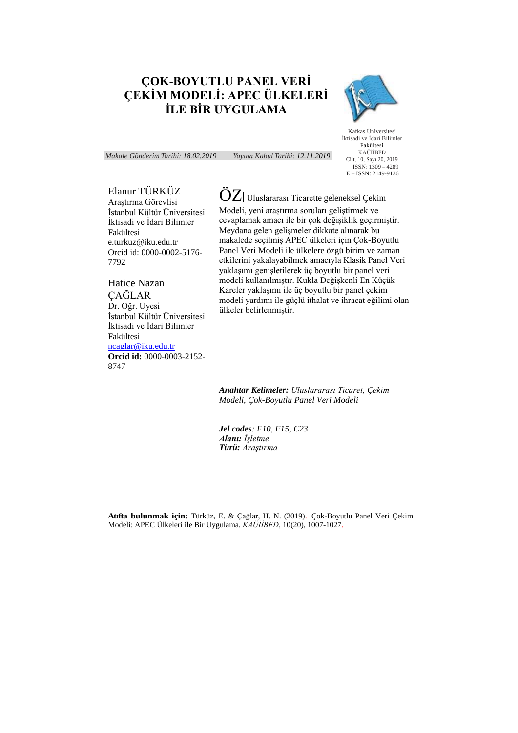# ÇOK-BOYUTLU PANEL VERİ ÇEKİM MODELİ: APEC ÜLKELERİ İLE BİR UYGULAMA

Kafkas Üniversitesi İktisadi ve İdari Bilimler Fakültesi
KAÜİİBFD
Cilt, 10, Sayı 20, 2019
ISSN: 1309 – 4289
E – ISSN: 2149-9136

*Makale Gönderim Tarihi: 18.02.2019* *Yayına Kabul Tarihi: 12.11.2019*

**Elanur TÜRKÜZ**
Araştırma Görevlisi
İstanbul Kültür Üniversitesi
İktisadi ve İdari Bilimler Fakültesi
e.turkuz@iku.edu.tr
Orcid id: 0000-0002-5176-7792

**Hatice Nazan ÇAĞLAR**
Dr. Öğr. Üyesi
İstanbul Kültür Üniversitesi
İktisadi ve İdari Bilimler Fakültesi
ncaglar@iku.edu.tr
**Orcid id:** 0000-0003-2152-8747

## ÖZ

Uluslararası Ticarette geleneksel Çekim Modeli, yeni araştırma soruları geliştirmek ve cevaplamak amacı ile bir çok değişiklik geçirmiştir. Meydana gelen gelişmeler dikkate alınarak bu makalede seçilmiş APEC ülkeleri için Çok-Boyutlu Panel Veri Modeli ile ülkelere özgü birim ve zaman etkilerini yakalayabilmek amacıyla Klasik Panel Veri yaklaşımı genişletilerek üç boyutlu bir panel veri modeli kullanılmıştır. Kukla Değişkenli En Küçük Kareler yaklaşımı ile üç boyutlu bir panel çekim modeli yardımı ile güçlü ithalat ve ihracat eğilimi olan ülkeler belirlenmiştir.

***Anahtar Kelimeler:*** *Uluslararası Ticaret, Çekim Modeli, Çok-Boyutlu Panel Veri Modeli*

***Jel codes****: F10, F15, C23*
***Alanı:*** *İşletme*
***Türü:*** *Araştırma*

**Atıfta bulunmak için:** Türküz, E. & Çağlar, H. N. (2019). Çok-Boyutlu Panel Veri Çekim Modeli: APEC Ülkeleri ile Bir Uygulama. *KAÜİİBFD*, 10(20), 1007-1027.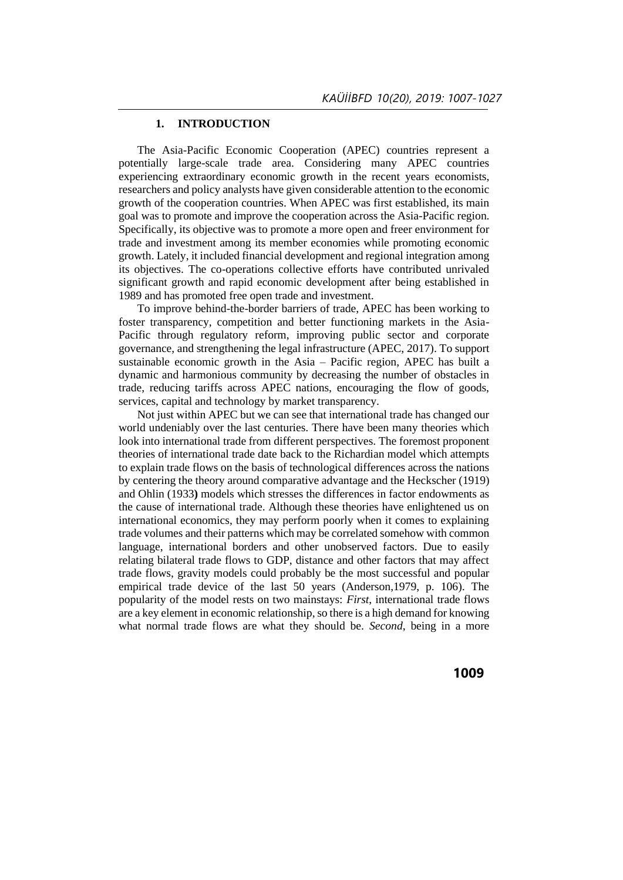## 1. INTRODUCTION

The Asia-Pacific Economic Cooperation (APEC) countries represent a potentially large-scale trade area. Considering many APEC countries experiencing extraordinary economic growth in the recent years economists, researchers and policy analysts have given considerable attention to the economic growth of the cooperation countries. When APEC was first established, its main goal was to promote and improve the cooperation across the Asia-Pacific region. Specifically, its objective was to promote a more open and freer environment for trade and investment among its member economies while promoting economic growth. Lately, it included financial development and regional integration among its objectives. The co-operations collective efforts have contributed unrivaled significant growth and rapid economic development after being established in 1989 and has promoted free open trade and investment.

To improve behind-the-border barriers of trade, APEC has been working to foster transparency, competition and better functioning markets in the Asia-Pacific through regulatory reform, improving public sector and corporate governance, and strengthening the legal infrastructure (APEC, 2017). To support sustainable economic growth in the Asia – Pacific region, APEC has built a dynamic and harmonious community by decreasing the number of obstacles in trade, reducing tariffs across APEC nations, encouraging the flow of goods, services, capital and technology by market transparency.

Not just within APEC but we can see that international trade has changed our world undeniably over the last centuries. There have been many theories which look into international trade from different perspectives. The foremost proponent theories of international trade date back to the Richardian model which attempts to explain trade flows on the basis of technological differences across the nations by centering the theory around comparative advantage and the Heckscher (1919) and Ohlin (1933**)** models which stresses the differences in factor endowments as the cause of international trade. Although these theories have enlightened us on international economics, they may perform poorly when it comes to explaining trade volumes and their patterns which may be correlated somehow with common language, international borders and other unobserved factors. Due to easily relating bilateral trade flows to GDP, distance and other factors that may affect trade flows, gravity models could probably be the most successful and popular empirical trade device of the last 50 years (Anderson,1979, p. 106). The popularity of the model rests on two mainstays: *First*, international trade flows are a key element in economic relationship, so there is a high demand for knowing what normal trade flows are what they should be. *Second*, being in a more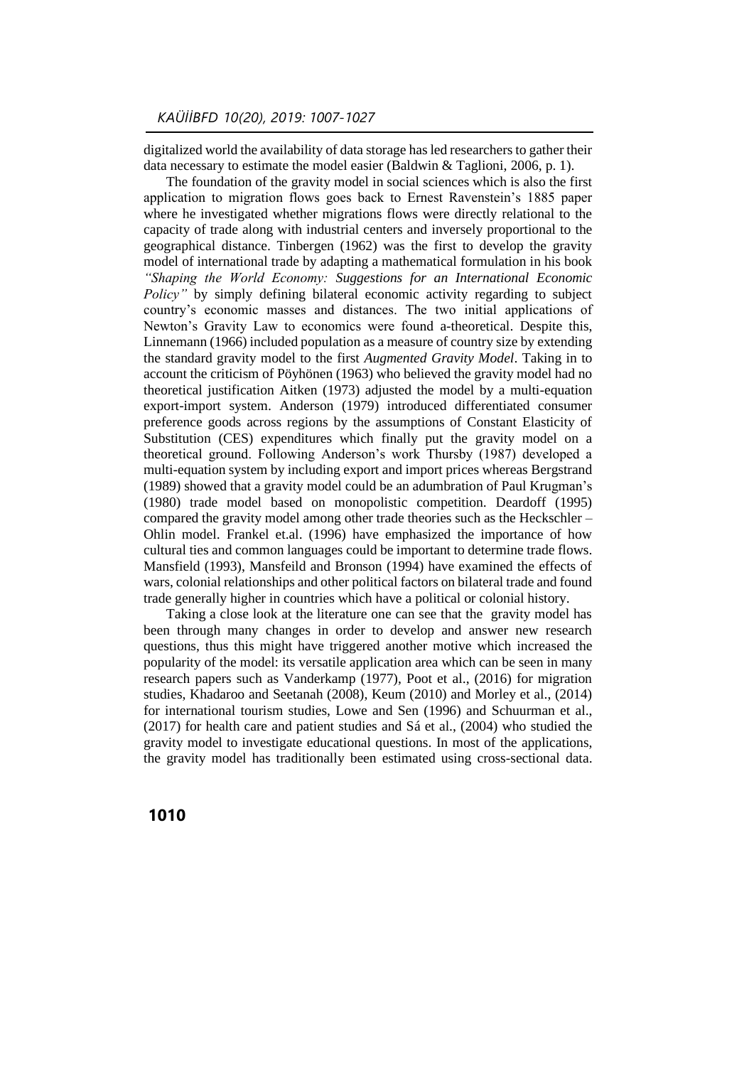digitalized world the availability of data storage has led researchers to gather their data necessary to estimate the model easier (Baldwin & Taglioni, 2006, p. 1).

The foundation of the gravity model in social sciences which is also the first application to migration flows goes back to Ernest Ravenstein's 1885 paper where he investigated whether migrations flows were directly relational to the capacity of trade along with industrial centers and inversely proportional to the geographical distance. Tinbergen (1962) was the first to develop the gravity model of international trade by adapting a mathematical formulation in his book *"Shaping the World Economy: Suggestions for an International Economic Policy"* by simply defining bilateral economic activity regarding to subject country's economic masses and distances. The two initial applications of Newton's Gravity Law to economics were found a-theoretical. Despite this, Linnemann (1966) included population as a measure of country size by extending the standard gravity model to the first *Augmented Gravity Model*. Taking in to account the criticism of Pöyhönen (1963) who believed the gravity model had no theoretical justification Aitken (1973) adjusted the model by a multi-equation export-import system. Anderson (1979) introduced differentiated consumer preference goods across regions by the assumptions of Constant Elasticity of Substitution (CES) expenditures which finally put the gravity model on a theoretical ground. Following Anderson's work Thursby (1987) developed a multi-equation system by including export and import prices whereas Bergstrand (1989) showed that a gravity model could be an adumbration of Paul Krugman's (1980) trade model based on monopolistic competition. Deardoff (1995) compared the gravity model among other trade theories such as the Heckschler – Ohlin model. Frankel et.al. (1996) have emphasized the importance of how cultural ties and common languages could be important to determine trade flows. Mansfield (1993), Mansfeild and Bronson (1994) have examined the effects of wars, colonial relationships and other political factors on bilateral trade and found trade generally higher in countries which have a political or colonial history.

Taking a close look at the literature one can see that the gravity model has been through many changes in order to develop and answer new research questions, thus this might have triggered another motive which increased the popularity of the model: its versatile application area which can be seen in many research papers such as Vanderkamp (1977), Poot et al., (2016) for migration studies, Khadaroo and Seetanah (2008), Keum (2010) and Morley et al., (2014) for international tourism studies, Lowe and Sen (1996) and Schuurman et al., (2017) for health care and patient studies and Sá et al., (2004) who studied the gravity model to investigate educational questions. In most of the applications, the gravity model has traditionally been estimated using cross-sectional data.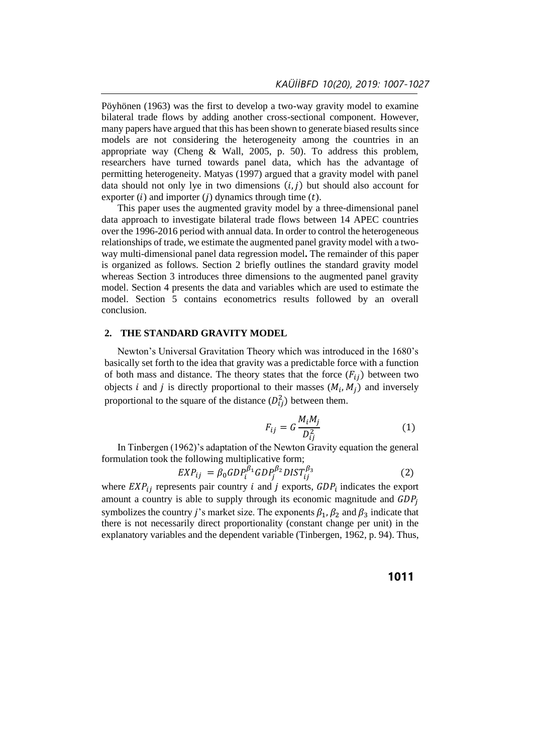Pöyhönen (1963) was the first to develop a two-way gravity model to examine bilateral trade flows by adding another cross-sectional component. However, many papers have argued that this has been shown to generate biased results since models are not considering the heterogeneity among the countries in an appropriate way (Cheng & Wall, 2005, p. 50). To address this problem, researchers have turned towards panel data, which has the advantage of permitting heterogeneity. Matyas (1997) argued that a gravity model with panel data should not only lye in two dimensions $(i, j)$ but should also account for exporter $(i)$ and importer $(j)$ dynamics through time $(t)$.

This paper uses the augmented gravity model by a three-dimensional panel data approach to investigate bilateral trade flows between 14 APEC countries over the 1996-2016 period with annual data. In order to control the heterogeneous relationships of trade, we estimate the augmented panel gravity model with a two-way multi-dimensional panel data regression model**.** The remainder of this paper is organized as follows. Section 2 briefly outlines the standard gravity model whereas Section 3 introduces three dimensions to the augmented panel gravity model. Section 4 presents the data and variables which are used to estimate the model. Section 5 contains econometrics results followed by an overall conclusion.

## 2. THE STANDARD GRAVITY MODEL

Newton's Universal Gravitation Theory which was introduced in the 1680's basically set forth to the idea that gravity was a predictable force with a function of both mass and distance. The theory states that the force $(F_{ij})$ between two objects $i$ and $j$ is directly proportional to their masses $(M_i, M_j)$ and inversely proportional to the square of the distance $(D_{ij}^2)$ between them.

$$F_{ij} = G\frac{M_i M_j}{D_{ij}^2} \tag{1}$$

In Tinbergen (1962)'s adaptation of the Newton Gravity equation the general formulation took the following multiplicative form;

$$EXP_{ij} = \beta_0 GDP_i^{\beta_1} GDP_j^{\beta_2} DIST_{ij}^{\beta_3} \tag{2}$$

where $EXP_{ij}$ represents pair country $i$ and $j$ exports, $GDP_i$ indicates the export amount a country is able to supply through its economic magnitude and $GDP_j$ symbolizes the country $j$'s market size. The exponents $\beta_1$, $\beta_2$ and $\beta_3$ indicate that there is not necessarily direct proportionality (constant change per unit) in the explanatory variables and the dependent variable (Tinbergen, 1962, p. 94). Thus,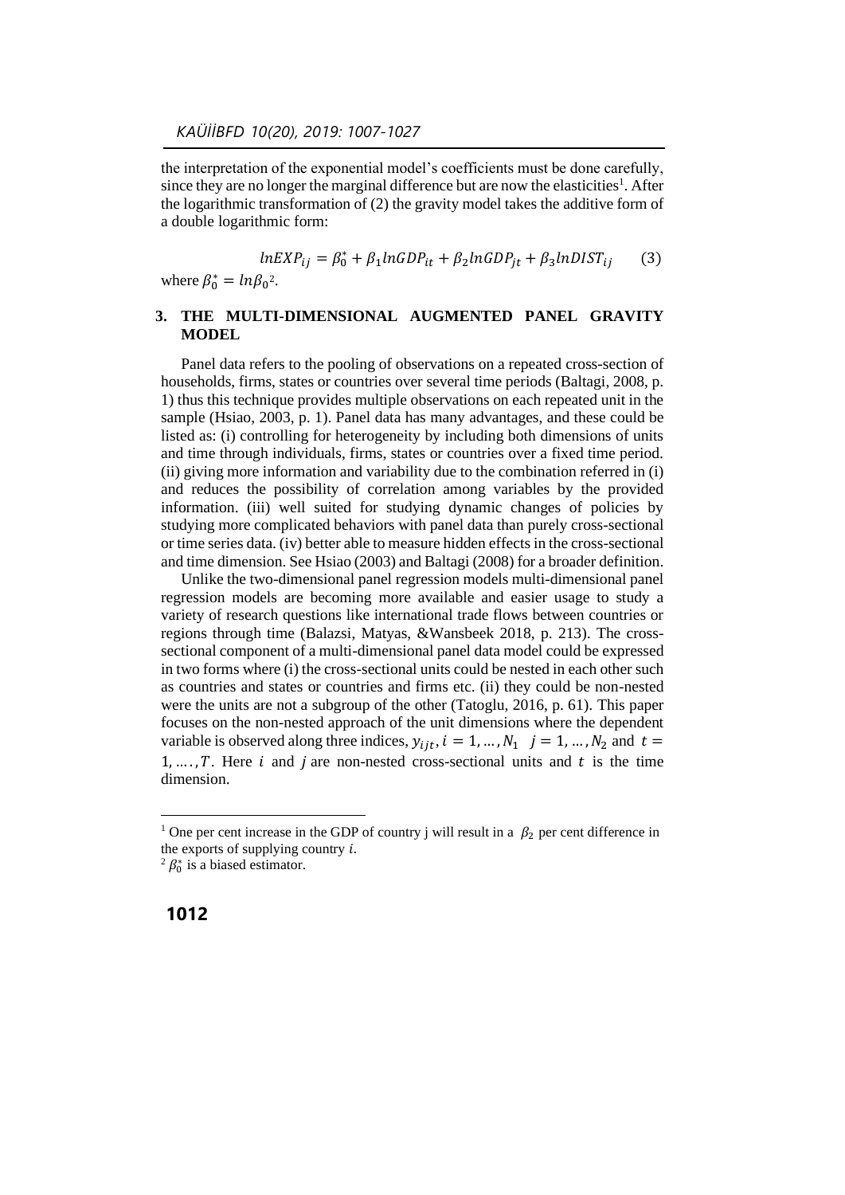the interpretation of the exponential model's coefficients must be done carefully, since they are no longer the marginal difference but are now the elasticities[1]. After the logarithmic transformation of (2) the gravity model takes the additive form of a double logarithmic form:

$$lnEXP_{ij} = \beta_0^* + \beta_1 lnGDP_{it} + \beta_2 lnGDP_{jt} + \beta_3 lnDIST_{ij} \qquad (3)$$

where $\beta_0^* = ln\beta_0$[2].

## 3. THE MULTI-DIMENSIONAL AUGMENTED PANEL GRAVITY MODEL

Panel data refers to the pooling of observations on a repeated cross-section of households, firms, states or countries over several time periods (Baltagi, 2008, p. 1) thus this technique provides multiple observations on each repeated unit in the sample (Hsiao, 2003, p. 1). Panel data has many advantages, and these could be listed as: (i) controlling for heterogeneity by including both dimensions of units and time through individuals, firms, states or countries over a fixed time period. (ii) giving more information and variability due to the combination referred in (i) and reduces the possibility of correlation among variables by the provided information. (iii) well suited for studying dynamic changes of policies by studying more complicated behaviors with panel data than purely cross-sectional or time series data. (iv) better able to measure hidden effects in the cross-sectional and time dimension. See Hsiao (2003) and Baltagi (2008) for a broader definition.

Unlike the two-dimensional panel regression models multi-dimensional panel regression models are becoming more available and easier usage to study a variety of research questions like international trade flows between countries or regions through time (Balazsi, Matyas, &Wansbeek 2018, p. 213). The cross-sectional component of a multi-dimensional panel data model could be expressed in two forms where (i) the cross-sectional units could be nested in each other such as countries and states or countries and firms etc. (ii) they could be non-nested were the units are not a subgroup of the other (Tatoglu, 2016, p. 61). This paper focuses on the non-nested approach of the unit dimensions where the dependent variable is observed along three indices, $y_{ijt}, i = 1, \ldots, N_1 \;\; j = 1, \ldots, N_2$ and $t = 1, \ldots, T$. Here $i$ and $j$ are non-nested cross-sectional units and $t$ is the time dimension.

---

[1] One per cent increase in the GDP of country j will result in a $\beta_2$ per cent difference in the exports of supplying country $i$.

[2] $\beta_0^*$ is a biased estimator.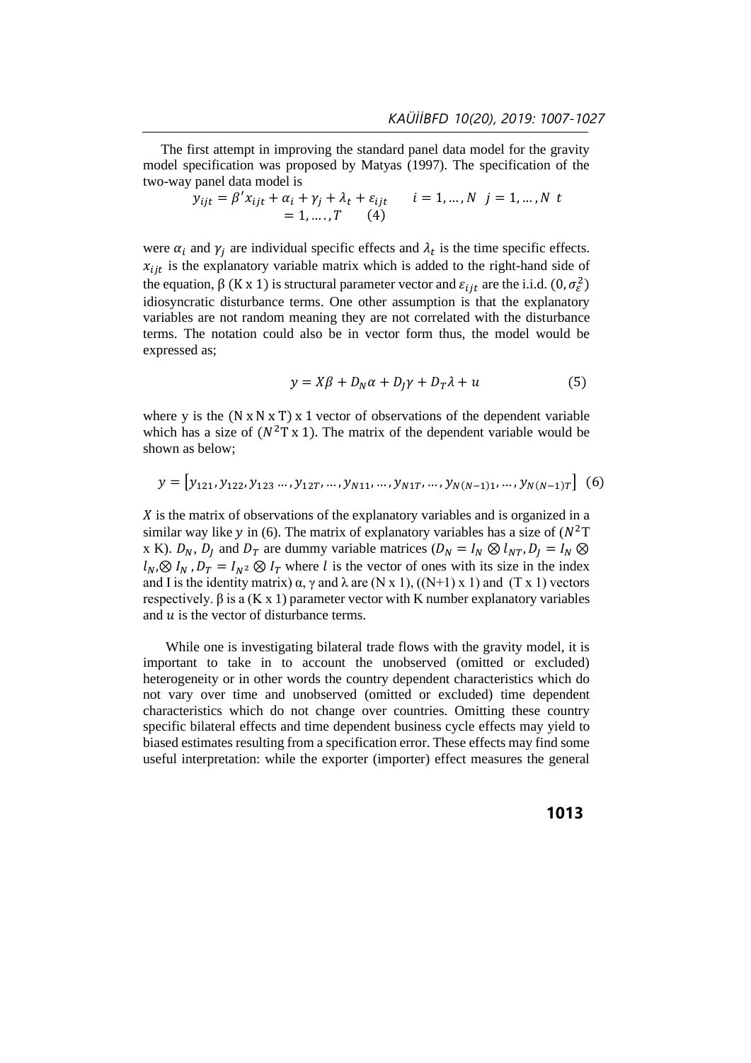The first attempt in improving the standard panel data model for the gravity model specification was proposed by Matyas (1997). The specification of the two-way panel data model is

$$y_{ijt} = \beta' x_{ijt} + \alpha_i + \gamma_j + \lambda_t + \varepsilon_{ijt} \qquad i = 1, \dots, N \quad j = 1, \dots, N \quad t = 1, \dots., T \qquad (4)$$

were $\alpha_i$ and $\gamma_j$ are individual specific effects and $\lambda_t$ is the time specific effects. $x_{ijt}$ is the explanatory variable matrix which is added to the right-hand side of the equation, β (K x 1) is structural parameter vector and $\varepsilon_{ijt}$ are the i.i.d. $(0, \sigma_\varepsilon^2)$ idiosyncratic disturbance terms. One other assumption is that the explanatory variables are not random meaning they are not correlated with the disturbance terms. The notation could also be in vector form thus, the model would be expressed as;

$$y = X\beta + D_N\alpha + D_J\gamma + D_T\lambda + u \qquad (5)$$

where y is the (N x N x T) x 1 vector of observations of the dependent variable which has a size of ($N^2$T x 1). The matrix of the dependent variable would be shown as below;

$$y = \left[y_{121}, y_{122}, y_{123} \dots, y_{12T}, \dots, y_{N11}, \dots, y_{N1T}, \dots, y_{N(N-1)1}, \dots, y_{N(N-1)T}\right] \quad (6)$$

$X$ is the matrix of observations of the explanatory variables and is organized in a similar way like $y$ in (6). The matrix of explanatory variables has a size of ($N^2$T x K). $D_N$, $D_J$ and $D_T$ are dummy variable matrices ($D_N = I_N \otimes l_{NT}, D_J = I_N \otimes l_N, \otimes I_N$ , $D_T = I_{N^2} \otimes I_T$ where $l$ is the vector of ones with its size in the index and I is the identity matrix) α, γ and λ are (N x 1), ((N+1) x 1) and (T x 1) vectors respectively. β is a (K x 1) parameter vector with K number explanatory variables and $u$ is the vector of disturbance terms.

While one is investigating bilateral trade flows with the gravity model, it is important to take in to account the unobserved (omitted or excluded) heterogeneity or in other words the country dependent characteristics which do not vary over time and unobserved (omitted or excluded) time dependent characteristics which do not change over countries. Omitting these country specific bilateral effects and time dependent business cycle effects may yield to biased estimates resulting from a specification error. These effects may find some useful interpretation: while the exporter (importer) effect measures the general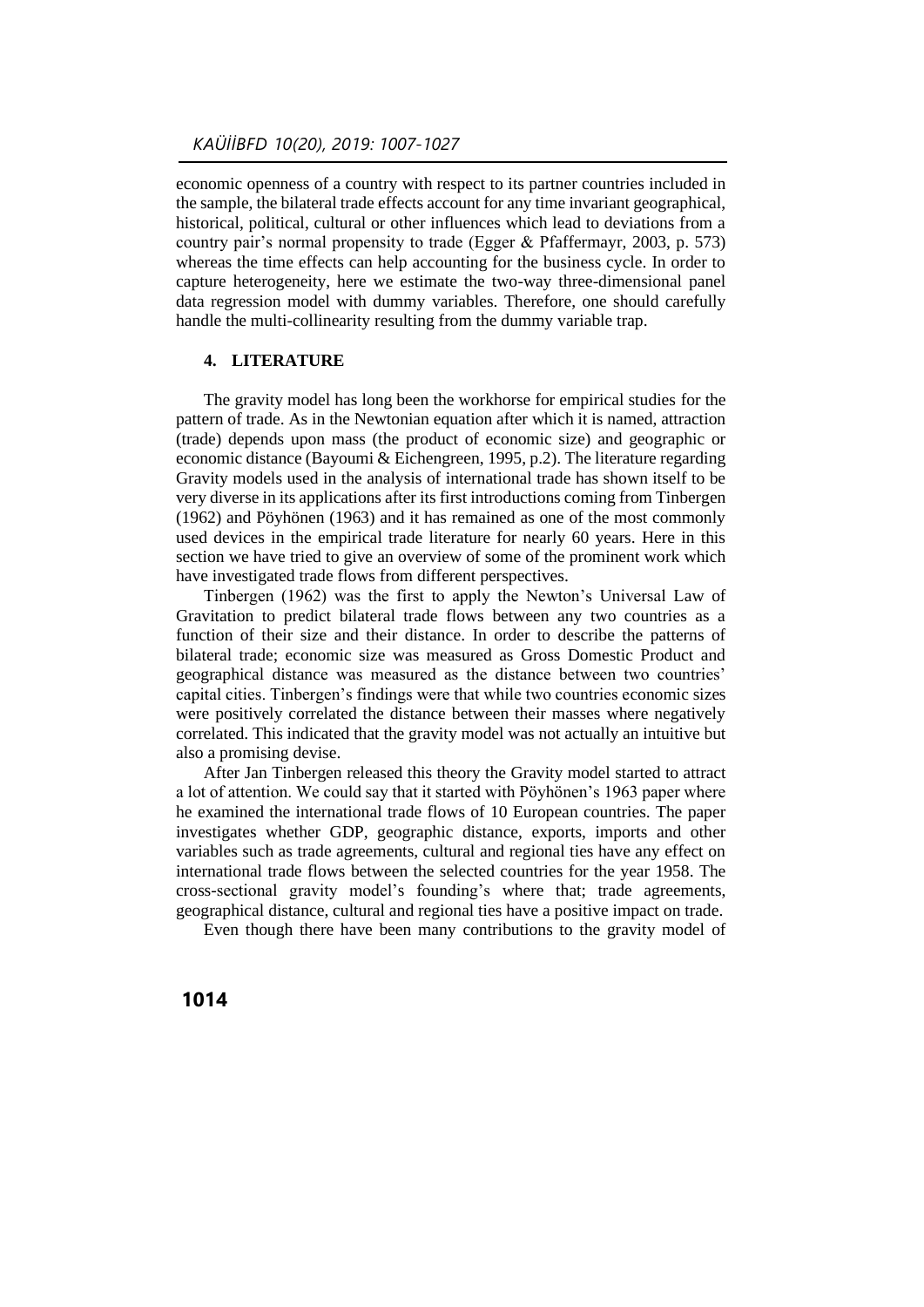economic openness of a country with respect to its partner countries included in the sample, the bilateral trade effects account for any time invariant geographical, historical, political, cultural or other influences which lead to deviations from a country pair's normal propensity to trade (Egger & Pfaffermayr, 2003, p. 573) whereas the time effects can help accounting for the business cycle. In order to capture heterogeneity, here we estimate the two-way three-dimensional panel data regression model with dummy variables. Therefore, one should carefully handle the multi-collinearity resulting from the dummy variable trap.

## 4. LITERATURE

The gravity model has long been the workhorse for empirical studies for the pattern of trade. As in the Newtonian equation after which it is named, attraction (trade) depends upon mass (the product of economic size) and geographic or economic distance (Bayoumi & Eichengreen, 1995, p.2). The literature regarding Gravity models used in the analysis of international trade has shown itself to be very diverse in its applications after its first introductions coming from Tinbergen (1962) and Pöyhönen (1963) and it has remained as one of the most commonly used devices in the empirical trade literature for nearly 60 years. Here in this section we have tried to give an overview of some of the prominent work which have investigated trade flows from different perspectives.

Tinbergen (1962) was the first to apply the Newton's Universal Law of Gravitation to predict bilateral trade flows between any two countries as a function of their size and their distance. In order to describe the patterns of bilateral trade; economic size was measured as Gross Domestic Product and geographical distance was measured as the distance between two countries' capital cities. Tinbergen's findings were that while two countries economic sizes were positively correlated the distance between their masses where negatively correlated. This indicated that the gravity model was not actually an intuitive but also a promising devise.

After Jan Tinbergen released this theory the Gravity model started to attract a lot of attention. We could say that it started with Pöyhönen's 1963 paper where he examined the international trade flows of 10 European countries. The paper investigates whether GDP, geographic distance, exports, imports and other variables such as trade agreements, cultural and regional ties have any effect on international trade flows between the selected countries for the year 1958. The cross-sectional gravity model's founding's where that; trade agreements, geographical distance, cultural and regional ties have a positive impact on trade.

Even though there have been many contributions to the gravity model of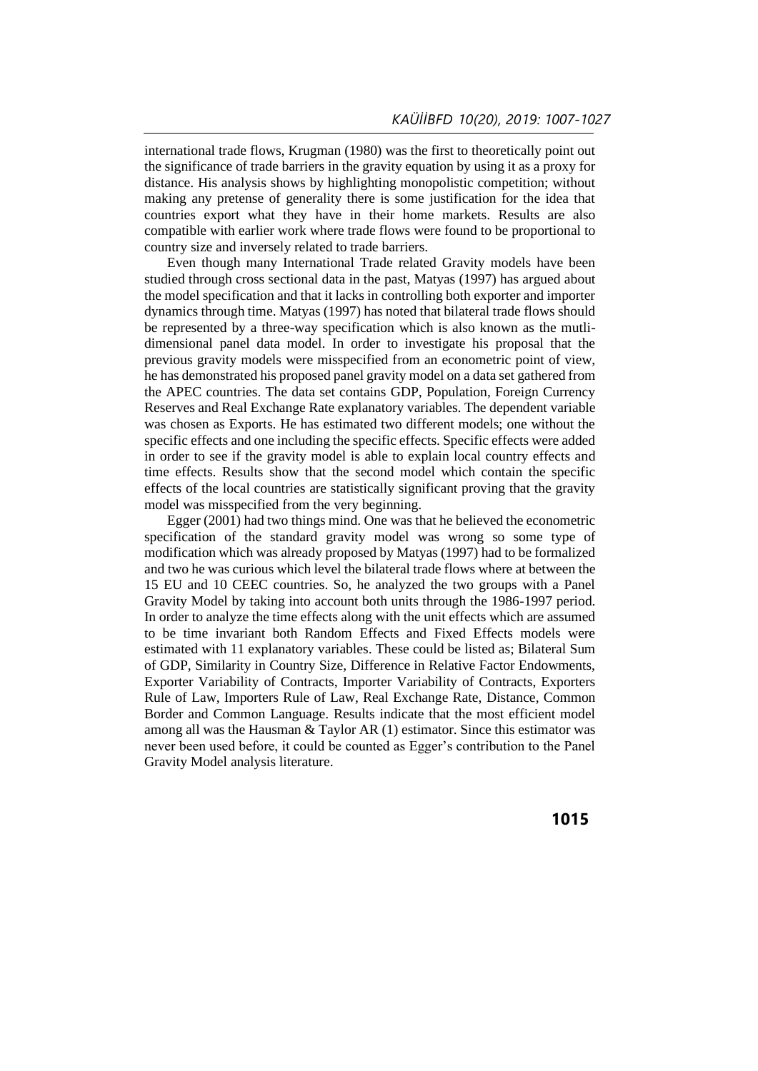international trade flows, Krugman (1980) was the first to theoretically point out the significance of trade barriers in the gravity equation by using it as a proxy for distance. His analysis shows by highlighting monopolistic competition; without making any pretense of generality there is some justification for the idea that countries export what they have in their home markets. Results are also compatible with earlier work where trade flows were found to be proportional to country size and inversely related to trade barriers.

Even though many International Trade related Gravity models have been studied through cross sectional data in the past, Matyas (1997) has argued about the model specification and that it lacks in controlling both exporter and importer dynamics through time. Matyas (1997) has noted that bilateral trade flows should be represented by a three-way specification which is also known as the mutli-dimensional panel data model. In order to investigate his proposal that the previous gravity models were misspecified from an econometric point of view, he has demonstrated his proposed panel gravity model on a data set gathered from the APEC countries. The data set contains GDP, Population, Foreign Currency Reserves and Real Exchange Rate explanatory variables. The dependent variable was chosen as Exports. He has estimated two different models; one without the specific effects and one including the specific effects. Specific effects were added in order to see if the gravity model is able to explain local country effects and time effects. Results show that the second model which contain the specific effects of the local countries are statistically significant proving that the gravity model was misspecified from the very beginning.

Egger (2001) had two things mind. One was that he believed the econometric specification of the standard gravity model was wrong so some type of modification which was already proposed by Matyas (1997) had to be formalized and two he was curious which level the bilateral trade flows where at between the 15 EU and 10 CEEC countries. So, he analyzed the two groups with a Panel Gravity Model by taking into account both units through the 1986-1997 period. In order to analyze the time effects along with the unit effects which are assumed to be time invariant both Random Effects and Fixed Effects models were estimated with 11 explanatory variables. These could be listed as; Bilateral Sum of GDP, Similarity in Country Size, Difference in Relative Factor Endowments, Exporter Variability of Contracts, Importer Variability of Contracts, Exporters Rule of Law, Importers Rule of Law, Real Exchange Rate, Distance, Common Border and Common Language. Results indicate that the most efficient model among all was the Hausman & Taylor AR (1) estimator. Since this estimator was never been used before, it could be counted as Egger's contribution to the Panel Gravity Model analysis literature.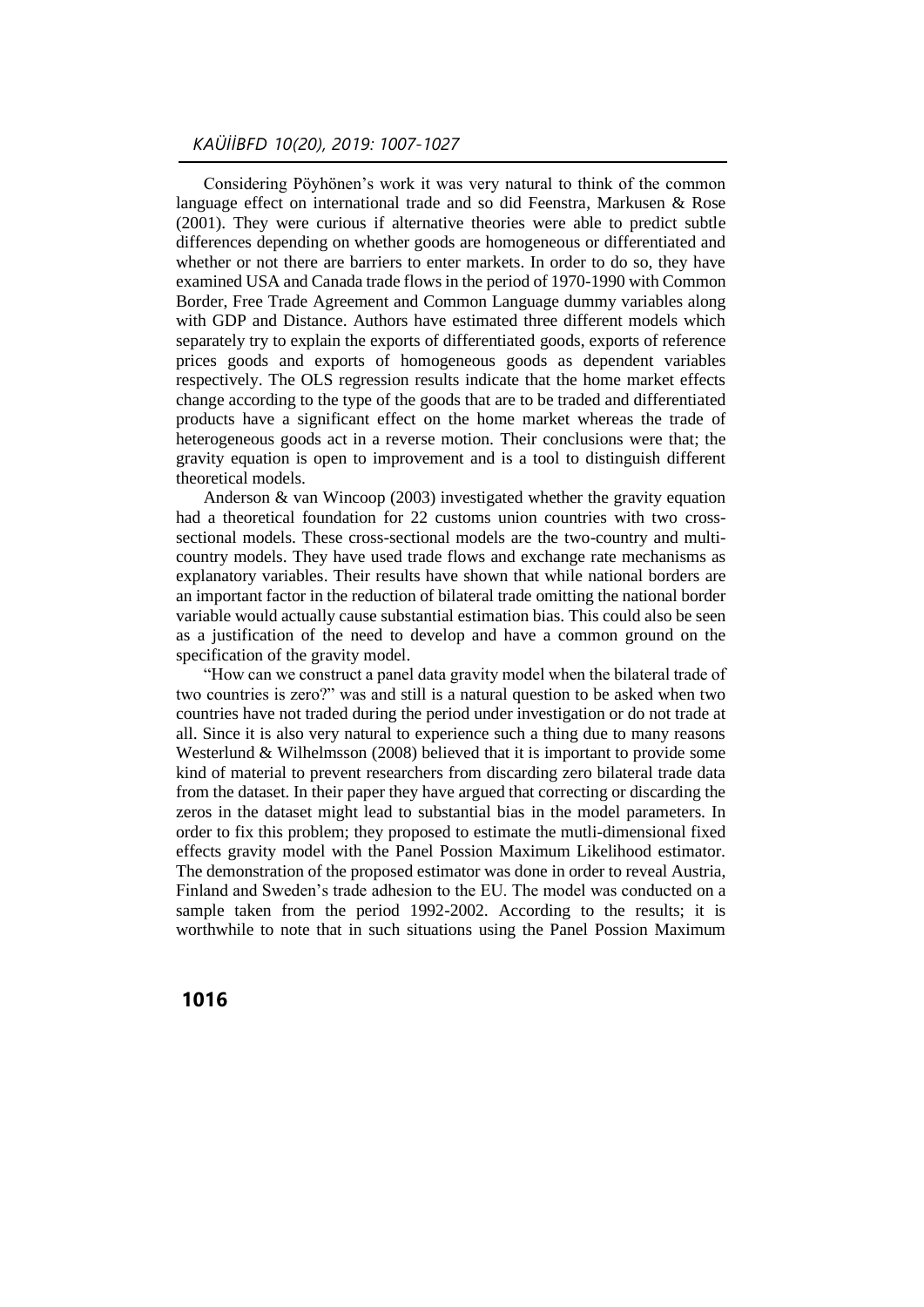Considering Pöyhönen's work it was very natural to think of the common language effect on international trade and so did Feenstra, Markusen & Rose (2001). They were curious if alternative theories were able to predict subtle differences depending on whether goods are homogeneous or differentiated and whether or not there are barriers to enter markets. In order to do so, they have examined USA and Canada trade flows in the period of 1970-1990 with Common Border, Free Trade Agreement and Common Language dummy variables along with GDP and Distance. Authors have estimated three different models which separately try to explain the exports of differentiated goods, exports of reference prices goods and exports of homogeneous goods as dependent variables respectively. The OLS regression results indicate that the home market effects change according to the type of the goods that are to be traded and differentiated products have a significant effect on the home market whereas the trade of heterogeneous goods act in a reverse motion. Their conclusions were that; the gravity equation is open to improvement and is a tool to distinguish different theoretical models.

Anderson & van Wincoop (2003) investigated whether the gravity equation had a theoretical foundation for 22 customs union countries with two cross-sectional models. These cross-sectional models are the two-country and multi-country models. They have used trade flows and exchange rate mechanisms as explanatory variables. Their results have shown that while national borders are an important factor in the reduction of bilateral trade omitting the national border variable would actually cause substantial estimation bias. This could also be seen as a justification of the need to develop and have a common ground on the specification of the gravity model.

"How can we construct a panel data gravity model when the bilateral trade of two countries is zero?" was and still is a natural question to be asked when two countries have not traded during the period under investigation or do not trade at all. Since it is also very natural to experience such a thing due to many reasons Westerlund & Wilhelmsson (2008) believed that it is important to provide some kind of material to prevent researchers from discarding zero bilateral trade data from the dataset. In their paper they have argued that correcting or discarding the zeros in the dataset might lead to substantial bias in the model parameters. In order to fix this problem; they proposed to estimate the mutli-dimensional fixed effects gravity model with the Panel Possion Maximum Likelihood estimator. The demonstration of the proposed estimator was done in order to reveal Austria, Finland and Sweden's trade adhesion to the EU. The model was conducted on a sample taken from the period 1992-2002. According to the results; it is worthwhile to note that in such situations using the Panel Possion Maximum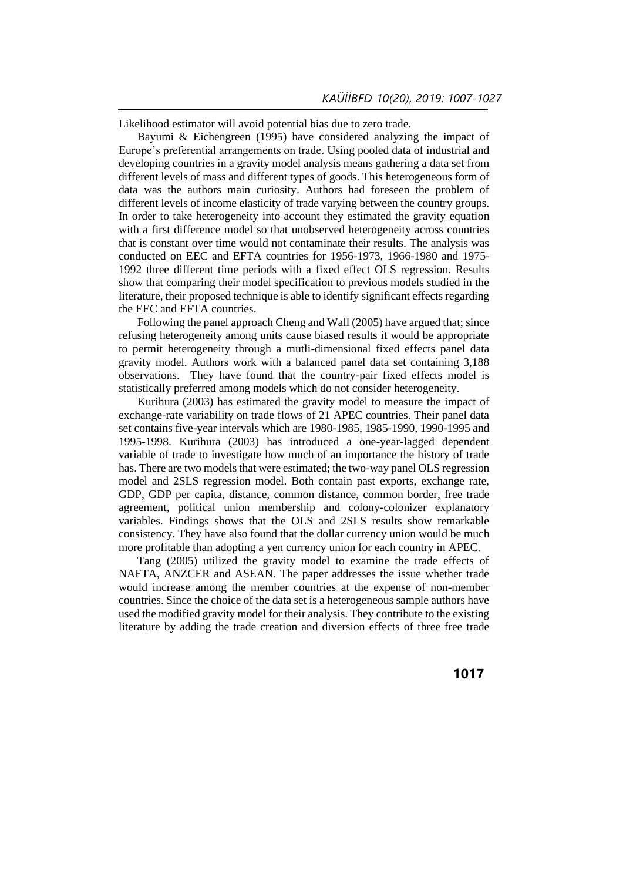Likelihood estimator will avoid potential bias due to zero trade.

Bayumi & Eichengreen (1995) have considered analyzing the impact of Europe's preferential arrangements on trade. Using pooled data of industrial and developing countries in a gravity model analysis means gathering a data set from different levels of mass and different types of goods. This heterogeneous form of data was the authors main curiosity. Authors had foreseen the problem of different levels of income elasticity of trade varying between the country groups. In order to take heterogeneity into account they estimated the gravity equation with a first difference model so that unobserved heterogeneity across countries that is constant over time would not contaminate their results. The analysis was conducted on EEC and EFTA countries for 1956-1973, 1966-1980 and 1975-1992 three different time periods with a fixed effect OLS regression. Results show that comparing their model specification to previous models studied in the literature, their proposed technique is able to identify significant effects regarding the EEC and EFTA countries.

Following the panel approach Cheng and Wall (2005) have argued that; since refusing heterogeneity among units cause biased results it would be appropriate to permit heterogeneity through a mutli-dimensional fixed effects panel data gravity model. Authors work with a balanced panel data set containing 3,188 observations. They have found that the country-pair fixed effects model is statistically preferred among models which do not consider heterogeneity.

Kurihura (2003) has estimated the gravity model to measure the impact of exchange-rate variability on trade flows of 21 APEC countries. Their panel data set contains five-year intervals which are 1980-1985, 1985-1990, 1990-1995 and 1995-1998. Kurihura (2003) has introduced a one-year-lagged dependent variable of trade to investigate how much of an importance the history of trade has. There are two models that were estimated; the two-way panel OLS regression model and 2SLS regression model. Both contain past exports, exchange rate, GDP, GDP per capita, distance, common distance, common border, free trade agreement, political union membership and colony-colonizer explanatory variables. Findings shows that the OLS and 2SLS results show remarkable consistency. They have also found that the dollar currency union would be much more profitable than adopting a yen currency union for each country in APEC.

Tang (2005) utilized the gravity model to examine the trade effects of NAFTA, ANZCER and ASEAN. The paper addresses the issue whether trade would increase among the member countries at the expense of non-member countries. Since the choice of the data set is a heterogeneous sample authors have used the modified gravity model for their analysis. They contribute to the existing literature by adding the trade creation and diversion effects of three free trade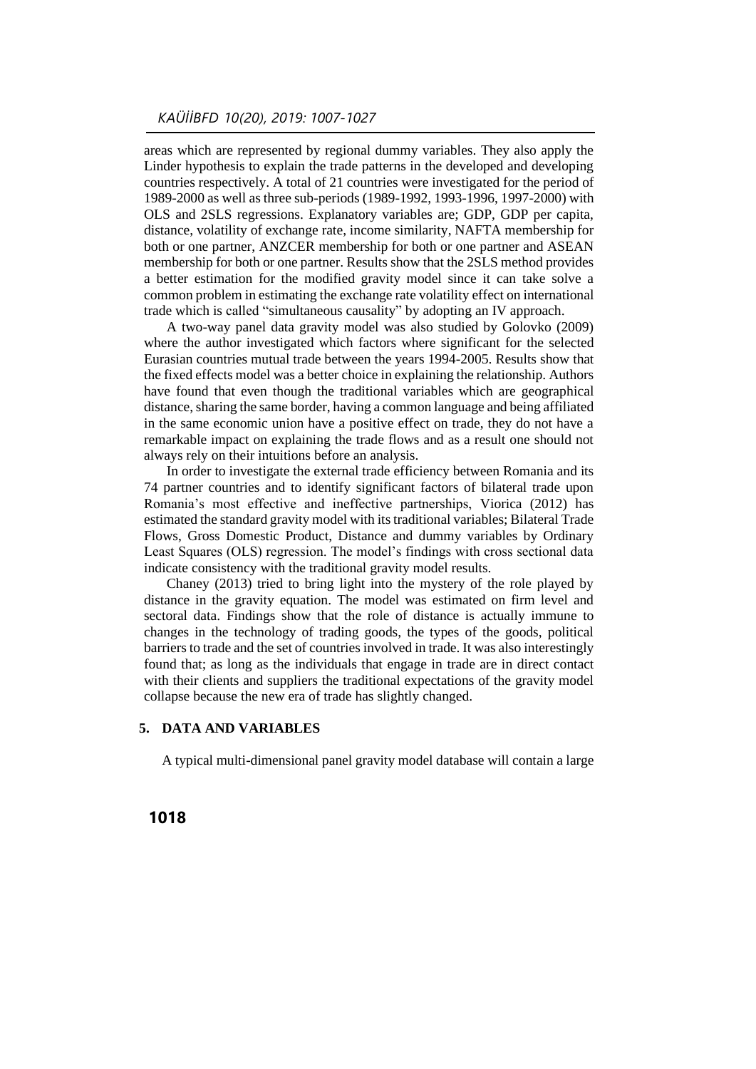areas which are represented by regional dummy variables. They also apply the Linder hypothesis to explain the trade patterns in the developed and developing countries respectively. A total of 21 countries were investigated for the period of 1989-2000 as well as three sub-periods (1989-1992, 1993-1996, 1997-2000) with OLS and 2SLS regressions. Explanatory variables are; GDP, GDP per capita, distance, volatility of exchange rate, income similarity, NAFTA membership for both or one partner, ANZCER membership for both or one partner and ASEAN membership for both or one partner. Results show that the 2SLS method provides a better estimation for the modified gravity model since it can take solve a common problem in estimating the exchange rate volatility effect on international trade which is called "simultaneous causality" by adopting an IV approach.

A two-way panel data gravity model was also studied by Golovko (2009) where the author investigated which factors where significant for the selected Eurasian countries mutual trade between the years 1994-2005. Results show that the fixed effects model was a better choice in explaining the relationship. Authors have found that even though the traditional variables which are geographical distance, sharing the same border, having a common language and being affiliated in the same economic union have a positive effect on trade, they do not have a remarkable impact on explaining the trade flows and as a result one should not always rely on their intuitions before an analysis.

In order to investigate the external trade efficiency between Romania and its 74 partner countries and to identify significant factors of bilateral trade upon Romania's most effective and ineffective partnerships, Viorica (2012) has estimated the standard gravity model with its traditional variables; Bilateral Trade Flows, Gross Domestic Product, Distance and dummy variables by Ordinary Least Squares (OLS) regression. The model's findings with cross sectional data indicate consistency with the traditional gravity model results.

Chaney (2013) tried to bring light into the mystery of the role played by distance in the gravity equation. The model was estimated on firm level and sectoral data. Findings show that the role of distance is actually immune to changes in the technology of trading goods, the types of the goods, political barriers to trade and the set of countries involved in trade. It was also interestingly found that; as long as the individuals that engage in trade are in direct contact with their clients and suppliers the traditional expectations of the gravity model collapse because the new era of trade has slightly changed.

## 5. DATA AND VARIABLES

A typical multi-dimensional panel gravity model database will contain a large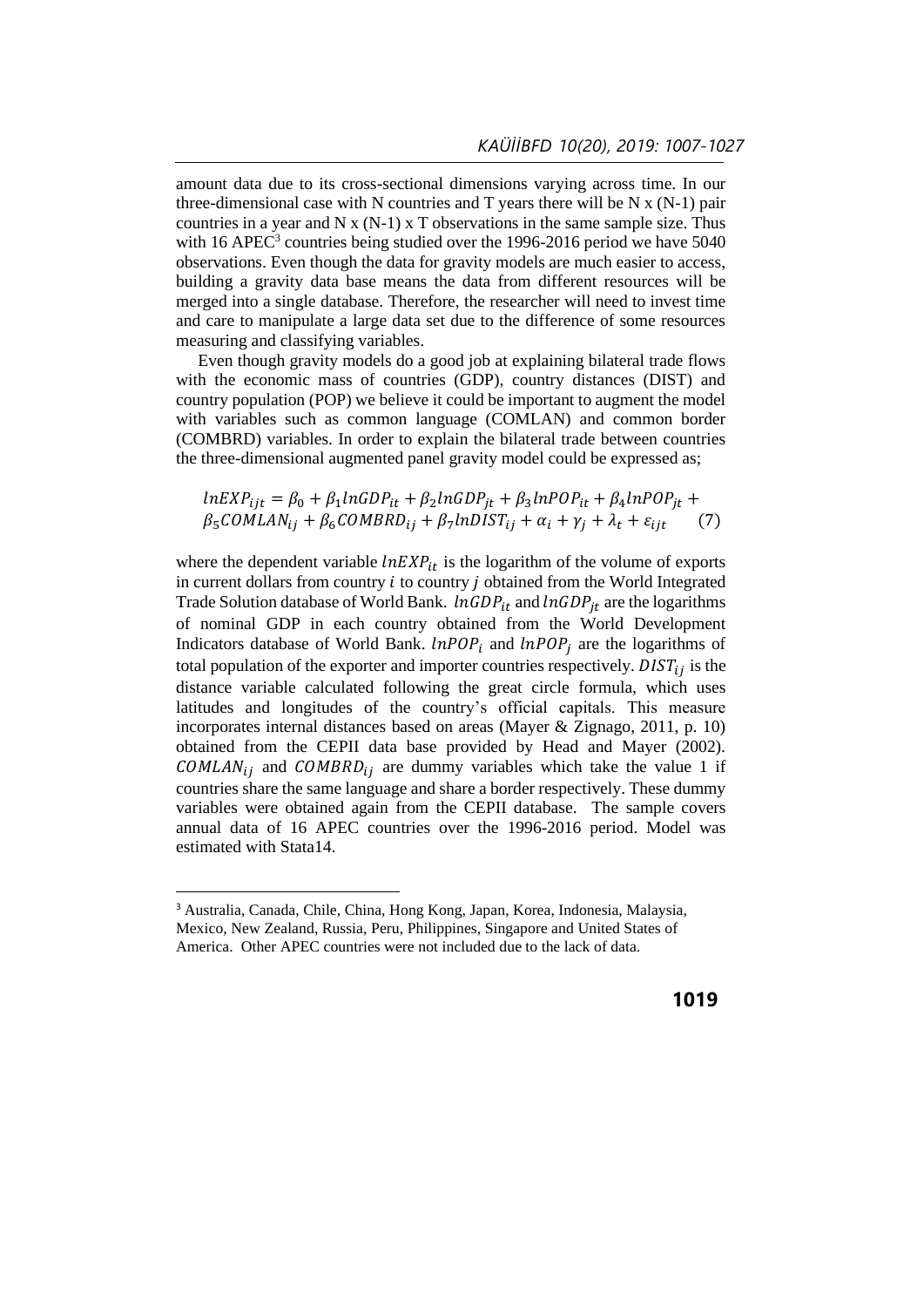amount data due to its cross-sectional dimensions varying across time. In our three-dimensional case with N countries and T years there will be N x (N-1) pair countries in a year and N x (N-1) x T observations in the same sample size. Thus with 16 APEC[3] countries being studied over the 1996-2016 period we have 5040 observations. Even though the data for gravity models are much easier to access, building a gravity data base means the data from different resources will be merged into a single database. Therefore, the researcher will need to invest time and care to manipulate a large data set due to the difference of some resources measuring and classifying variables.

Even though gravity models do a good job at explaining bilateral trade flows with the economic mass of countries (GDP), country distances (DIST) and country population (POP) we believe it could be important to augment the model with variables such as common language (COMLAN) and common border (COMBRD) variables. In order to explain the bilateral trade between countries the three-dimensional augmented panel gravity model could be expressed as;

$$lnEXP_{ijt} = \beta_0 + \beta_1 lnGDP_{it} + \beta_2 lnGDP_{jt} + \beta_3 lnPOP_{it} + \beta_4 lnPOP_{jt} + \beta_5 COMLAN_{ij} + \beta_6 COMBRD_{ij} + \beta_7 lnDIST_{ij} + \alpha_i + \gamma_j + \lambda_t + \varepsilon_{ijt} \quad (7)$$

where the dependent variable $lnEXP_{it}$ is the logarithm of the volume of exports in current dollars from country $i$ to country $j$ obtained from the World Integrated Trade Solution database of World Bank. $lnGDP_{it}$ and $lnGDP_{jt}$ are the logarithms of nominal GDP in each country obtained from the World Development Indicators database of World Bank. $lnPOP_i$ and $lnPOP_j$ are the logarithms of total population of the exporter and importer countries respectively. $DIST_{ij}$ is the distance variable calculated following the great circle formula, which uses latitudes and longitudes of the country's official capitals. This measure incorporates internal distances based on areas (Mayer & Zignago, 2011, p. 10) obtained from the CEPII data base provided by Head and Mayer (2002). $COMLAN_{ij}$ and $COMBRD_{ij}$ are dummy variables which take the value 1 if countries share the same language and share a border respectively. These dummy variables were obtained again from the CEPII database. The sample covers annual data of 16 APEC countries over the 1996-2016 period. Model was estimated with Stata14.

---

[3] Australia, Canada, Chile, China, Hong Kong, Japan, Korea, Indonesia, Malaysia, Mexico, New Zealand, Russia, Peru, Philippines, Singapore and United States of America. Other APEC countries were not included due to the lack of data.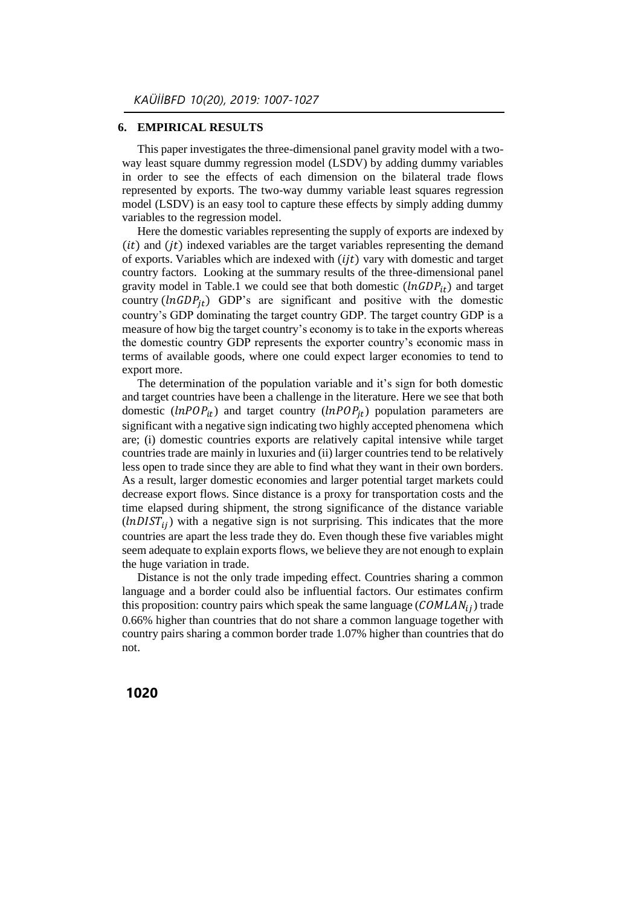## 6. EMPIRICAL RESULTS

This paper investigates the three-dimensional panel gravity model with a two-way least square dummy regression model (LSDV) by adding dummy variables in order to see the effects of each dimension on the bilateral trade flows represented by exports. The two-way dummy variable least squares regression model (LSDV) is an easy tool to capture these effects by simply adding dummy variables to the regression model.

Here the domestic variables representing the supply of exports are indexed by $(it)$ and $(jt)$ indexed variables are the target variables representing the demand of exports. Variables which are indexed with $(ijt)$ vary with domestic and target country factors. Looking at the summary results of the three-dimensional panel gravity model in Table.1 we could see that both domestic $(lnGDP_{it})$ and target country $(lnGDP_{jt})$ GDP's are significant and positive with the domestic country's GDP dominating the target country GDP. The target country GDP is a measure of how big the target country's economy is to take in the exports whereas the domestic country GDP represents the exporter country's economic mass in terms of available goods, where one could expect larger economies to tend to export more.

The determination of the population variable and it's sign for both domestic and target countries have been a challenge in the literature. Here we see that both domestic $(lnPOP_{it})$ and target country $(lnPOP_{jt})$ population parameters are significant with a negative sign indicating two highly accepted phenomena which are; (i) domestic countries exports are relatively capital intensive while target countries trade are mainly in luxuries and (ii) larger countries tend to be relatively less open to trade since they are able to find what they want in their own borders. As a result, larger domestic economies and larger potential target markets could decrease export flows. Since distance is a proxy for transportation costs and the time elapsed during shipment, the strong significance of the distance variable $(lnDIST_{ij})$ with a negative sign is not surprising. This indicates that the more countries are apart the less trade they do. Even though these five variables might seem adequate to explain exports flows, we believe they are not enough to explain the huge variation in trade.

Distance is not the only trade impeding effect. Countries sharing a common language and a border could also be influential factors. Our estimates confirm this proposition: country pairs which speak the same language $(COMLAN_{ij})$ trade 0.66% higher than countries that do not share a common language together with country pairs sharing a common border trade 1.07% higher than countries that do not.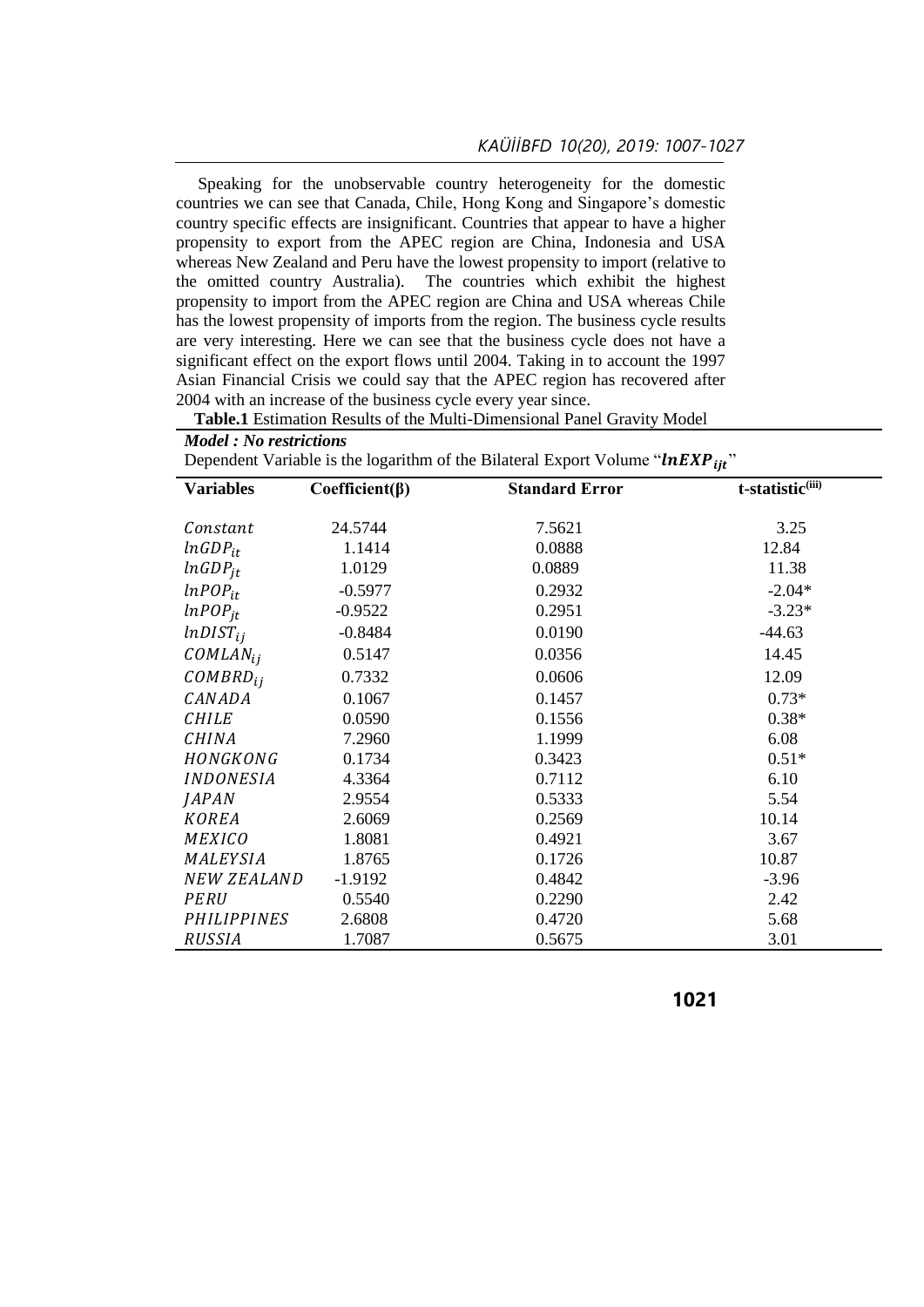Speaking for the unobservable country heterogeneity for the domestic countries we can see that Canada, Chile, Hong Kong and Singapore's domestic country specific effects are insignificant. Countries that appear to have a higher propensity to export from the APEC region are China, Indonesia and USA whereas New Zealand and Peru have the lowest propensity to import (relative to the omitted country Australia). The countries which exhibit the highest propensity to import from the APEC region are China and USA whereas Chile has the lowest propensity of imports from the region. The business cycle results are very interesting. Here we can see that the business cycle does not have a significant effect on the export flows until 2004. Taking in to account the 1997 Asian Financial Crisis we could say that the APEC region has recovered after 2004 with an increase of the business cycle every year since.

**Table.1** Estimation Results of the Multi-Dimensional Panel Gravity Model

***Model : No restrictions***

Dependent Variable is the logarithm of the Bilateral Export Volume "$\boldsymbol{lnEXP_{ijt}}$"

| **Variables** | **Coefficient(β)** | **Standard Error** | **t-statistic**[(iii)] |
|---|---|---|---|
| $Constant$ | 24.5744 | 7.5621 | 3.25 |
| $lnGDP_{it}$ | 1.1414 | 0.0888 | 12.84 |
| $lnGDP_{jt}$ | 1.0129 | 0.0889 | 11.38 |
| $lnPOP_{it}$ | -0.5977 | 0.2932 | -2.04* |
| $lnPOP_{jt}$ | -0.9522 | 0.2951 | -3.23* |
| $lnDIST_{ij}$ | -0.8484 | 0.0190 | -44.63 |
| $COMLAN_{ij}$ | 0.5147 | 0.0356 | 14.45 |
| $COMBRD_{ij}$ | 0.7332 | 0.0606 | 12.09 |
| $CANADA$ | 0.1067 | 0.1457 | 0.73* |
| $CHILE$ | 0.0590 | 0.1556 | 0.38* |
| $CHINA$ | 7.2960 | 1.1999 | 6.08 |
| $HONGKONG$ | 0.1734 | 0.3423 | 0.51* |
| $INDONESIA$ | 4.3364 | 0.7112 | 6.10 |
| $JAPAN$ | 2.9554 | 0.5333 | 5.54 |
| $KOREA$ | 2.6069 | 0.2569 | 10.14 |
| $MEXICO$ | 1.8081 | 0.4921 | 3.67 |
| $MALEYSIA$ | 1.8765 | 0.1726 | 10.87 |
| $NEW\ ZEALAND$ | -1.9192 | 0.4842 | -3.96 |
| $PERU$ | 0.5540 | 0.2290 | 2.42 |
| $PHILIPPINES$ | 2.6808 | 0.4720 | 5.68 |
| $RUSSIA$ | 1.7087 | 0.5675 | 3.01 |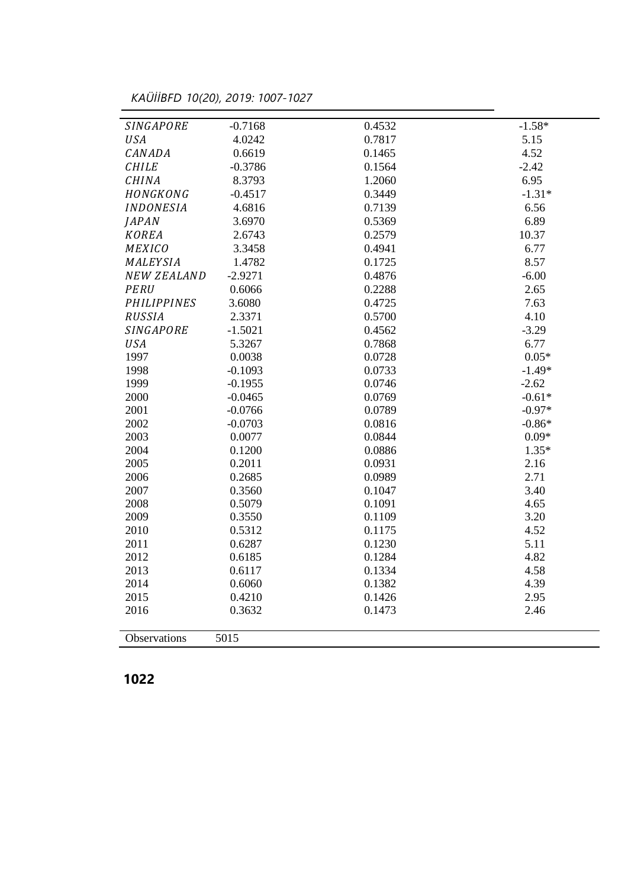| | | | |
|---|---|---|---|
| *SINGAPORE* | -0.7168 | 0.4532 | -1.58* |
| *USA* | 4.0242 | 0.7817 | 5.15 |
| *CANADA* | 0.6619 | 0.1465 | 4.52 |
| *CHILE* | -0.3786 | 0.1564 | -2.42 |
| *CHINA* | 8.3793 | 1.2060 | 6.95 |
| *HONGKONG* | -0.4517 | 0.3449 | -1.31* |
| *INDONESIA* | 4.6816 | 0.7139 | 6.56 |
| *JAPAN* | 3.6970 | 0.5369 | 6.89 |
| *KOREA* | 2.6743 | 0.2579 | 10.37 |
| *MEXICO* | 3.3458 | 0.4941 | 6.77 |
| *MALEYSIA* | 1.4782 | 0.1725 | 8.57 |
| *NEW ZEALAND* | -2.9271 | 0.4876 | -6.00 |
| *PERU* | 0.6066 | 0.2288 | 2.65 |
| *PHILIPPINES* | 3.6080 | 0.4725 | 7.63 |
| *RUSSIA* | 2.3371 | 0.5700 | 4.10 |
| *SINGAPORE* | -1.5021 | 0.4562 | -3.29 |
| *USA* | 5.3267 | 0.7868 | 6.77 |
| 1997 | 0.0038 | 0.0728 | 0.05* |
| 1998 | -0.1093 | 0.0733 | -1.49* |
| 1999 | -0.1955 | 0.0746 | -2.62 |
| 2000 | -0.0465 | 0.0769 | -0.61* |
| 2001 | -0.0766 | 0.0789 | -0.97* |
| 2002 | -0.0703 | 0.0816 | -0.86* |
| 2003 | 0.0077 | 0.0844 | 0.09* |
| 2004 | 0.1200 | 0.0886 | 1.35* |
| 2005 | 0.2011 | 0.0931 | 2.16 |
| 2006 | 0.2685 | 0.0989 | 2.71 |
| 2007 | 0.3560 | 0.1047 | 3.40 |
| 2008 | 0.5079 | 0.1091 | 4.65 |
| 2009 | 0.3550 | 0.1109 | 3.20 |
| 2010 | 0.5312 | 0.1175 | 4.52 |
| 2011 | 0.6287 | 0.1230 | 5.11 |
| 2012 | 0.6185 | 0.1284 | 4.82 |
| 2013 | 0.6117 | 0.1334 | 4.58 |
| 2014 | 0.6060 | 0.1382 | 4.39 |
| 2015 | 0.4210 | 0.1426 | 2.95 |
| 2016 | 0.3632 | 0.1473 | 2.46 |
| Observations | 5015 | | |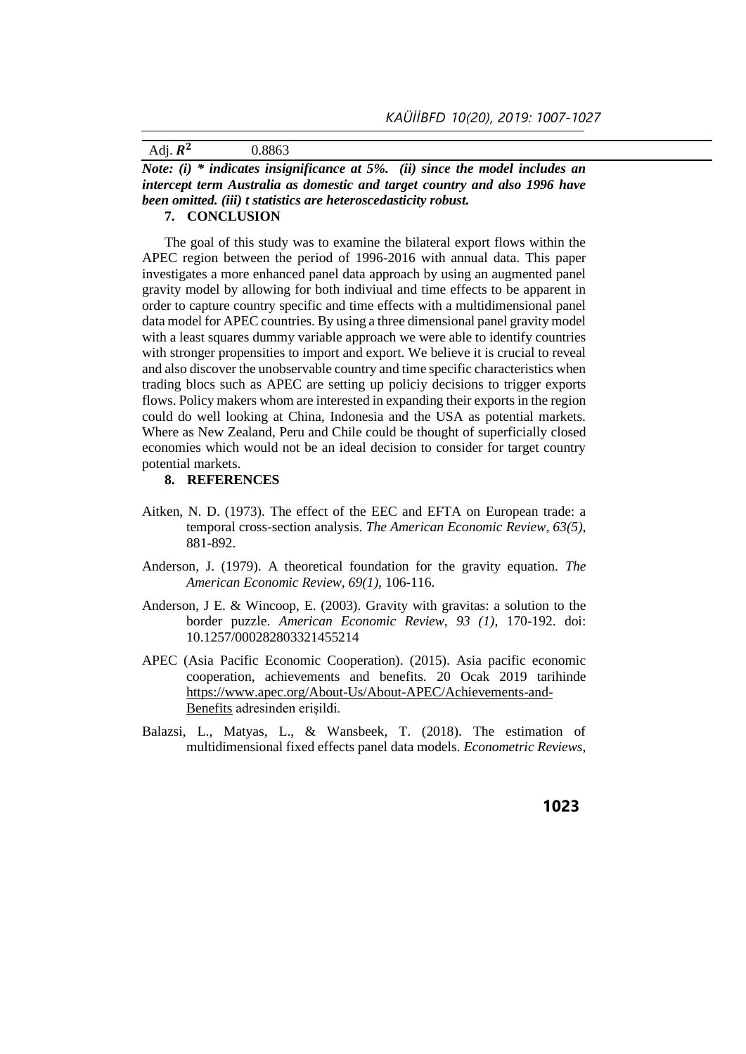| Adj. $R^2$ | 0.8863 |
|---|---|

***Note: (i) \* indicates insignificance at 5%. (ii) since the model includes an intercept term Australia as domestic and target country and also 1996 have been omitted. (iii) t statistics are heteroscedasticity robust.***

## 7. CONCLUSION

The goal of this study was to examine the bilateral export flows within the APEC region between the period of 1996-2016 with annual data. This paper investigates a more enhanced panel data approach by using an augmented panel gravity model by allowing for both indiviual and time effects to be apparent in order to capture country specific and time effects with a multidimensional panel data model for APEC countries. By using a three dimensional panel gravity model with a least squares dummy variable approach we were able to identify countries with stronger propensities to import and export. We believe it is crucial to reveal and also discover the unobservable country and time specific characteristics when trading blocs such as APEC are setting up policiy decisions to trigger exports flows. Policy makers whom are interested in expanding their exports in the region could do well looking at China, Indonesia and the USA as potential markets. Where as New Zealand, Peru and Chile could be thought of superficially closed economies which would not be an ideal decision to consider for target country potential markets.

## 8. REFERENCES

Aitken, N. D. (1973). The effect of the EEC and EFTA on European trade: a temporal cross-section analysis. *The American Economic Review, 63(5),* 881-892.

Anderson, J. (1979). A theoretical foundation for the gravity equation. *The American Economic Review, 69(1),* 106-116.

Anderson, J E. & Wincoop, E. (2003). Gravity with gravitas: a solution to the border puzzle. *American Economic Review, 93 (1),* 170-192. doi: 10.1257/000282803321455214

APEC (Asia Pacific Economic Cooperation). (2015). Asia pacific economic cooperation, achievements and benefits. 20 Ocak 2019 tarihinde https://www.apec.org/About-Us/About-APEC/Achievements-and-Benefits adresinden erişildi.

Balazsi, L., Matyas, L., & Wansbeek, T. (2018). The estimation of multidimensional fixed effects panel data models. *Econometric Reviews,*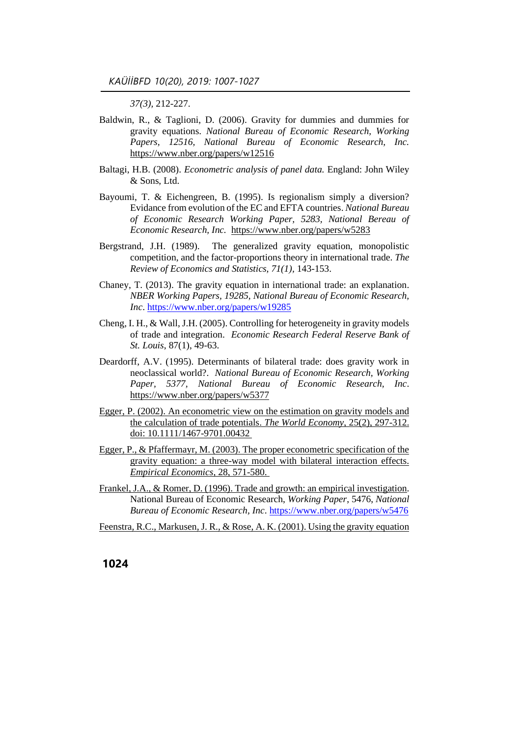*37(3),* 212-227.

Baldwin, R., & Taglioni, D. (2006). Gravity for dummies and dummies for gravity equations. *National Bureau of Economic Research, Working Papers, 12516, National Bureau of Economic Research, Inc.* https://www.nber.org/papers/w12516

Baltagi, H.B. (2008). *Econometric analysis of panel data.* England: John Wiley & Sons, Ltd.

Bayoumi, T. & Eichengreen, B. (1995). Is regionalism simply a diversion? Evidance from evolution of the EC and EFTA countries. *National Bureau of Economic Research Working Paper, 5283, National Bereau of Economic Research, Inc.* https://www.nber.org/papers/w5283

Bergstrand, J.H. (1989). The generalized gravity equation, monopolistic competition, and the factor-proportions theory in international trade. *The Review of Economics and Statistics, 71(1),* 143-153.

Chaney, T. (2013). The gravity equation in international trade: an explanation. *NBER Working Papers, 19285, National Bureau of Economic Research, Inc*. https://www.nber.org/papers/w19285

Cheng, I. H., & Wall, J.H. (2005). Controlling for heterogeneity in gravity models of trade and integration. *Economic Research Federal Reserve Bank of St. Louis*, 87(1), 49-63.

Deardorff, A.V. (1995). Determinants of bilateral trade: does gravity work in neoclassical world?. *National Bureau of Economic Research, Working Paper, 5377, National Bureau of Economic Research, Inc*. https://www.nber.org/papers/w5377

Egger, P. (2002). An econometric view on the estimation on gravity models and the calculation of trade potentials. *The World Economy*, 25(2), 297-312. doi: 10.1111/1467-9701.00432

Egger, P., & Pfaffermayr, M. (2003). The proper econometric specification of the gravity equation: a three-way model with bilateral interaction effects. *Empirical Economics*, 28, 571-580.

Frankel, J.A., & Romer, D. (1996). Trade and growth: an empirical investigation. National Bureau of Economic Research, *Working Paper*, 5476, *National Bureau of Economic Research, Inc*. https://www.nber.org/papers/w5476

Feenstra, R.C., Markusen, J. R., & Rose, A. K. (2001). Using the gravity equation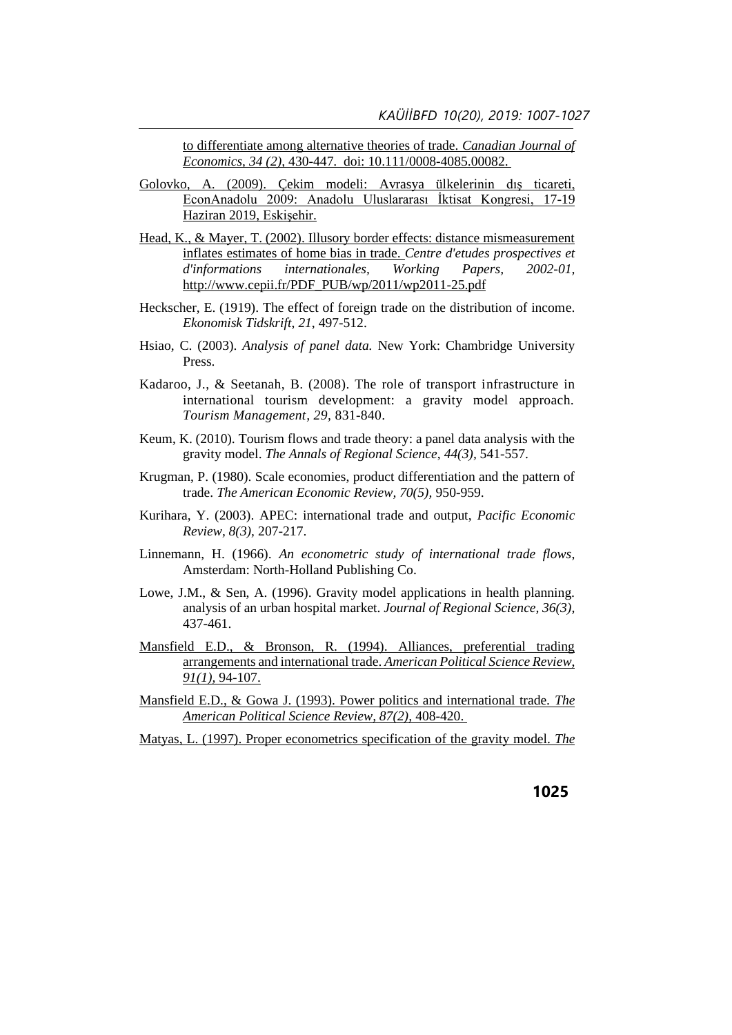to differentiate among alternative theories of trade. *Canadian Journal of Economics, 34 (2)*, 430-447. doi: 10.111/0008-4085.00082.

Golovko, A. (2009). Çekim modeli: Avrasya ülkelerinin dış ticareti, EconAnadolu 2009: Anadolu Uluslararası İktisat Kongresi, 17-19 Haziran 2019, Eskişehir.

Head, K., & Mayer, T. (2002). Illusory border effects: distance mismeasurement inflates estimates of home bias in trade. *Centre d'etudes prospectives et d'informations internationales, Working Papers, 2002-01,* http://www.cepii.fr/PDF_PUB/wp/2011/wp2011-25.pdf

Heckscher, E. (1919). The effect of foreign trade on the distribution of income. *Ekonomisk Tidskrift, 21*, 497-512.

Hsiao, C. (2003). *Analysis of panel data.* New York: Chambridge University Press.

Kadaroo, J., & Seetanah, B. (2008). The role of transport infrastructure in international tourism development: a gravity model approach. *Tourism Management, 29,* 831-840.

Keum, K. (2010). Tourism flows and trade theory: a panel data analysis with the gravity model. *The Annals of Regional Science, 44(3),* 541-557.

Krugman, P. (1980). Scale economies, product differentiation and the pattern of trade. *The American Economic Review, 70(5),* 950-959.

Kurihara, Y. (2003). APEC: international trade and output, *Pacific Economic Review, 8(3),* 207-217.

Linnemann, H. (1966). *An econometric study of international trade flows*, Amsterdam: North-Holland Publishing Co.

Lowe, J.M., & Sen, A. (1996). Gravity model applications in health planning. analysis of an urban hospital market. *Journal of Regional Science, 36(3),* 437-461.

Mansfield E.D., & Bronson, R. (1994). Alliances, preferential trading arrangements and international trade. *American Political Science Review, 91(1),* 94-107.

Mansfield E.D., & Gowa J. (1993). Power politics and international trade. *The American Political Science Review, 87(2),* 408-420.

Matyas, L. (1997). Proper econometrics specification of the gravity model. *The*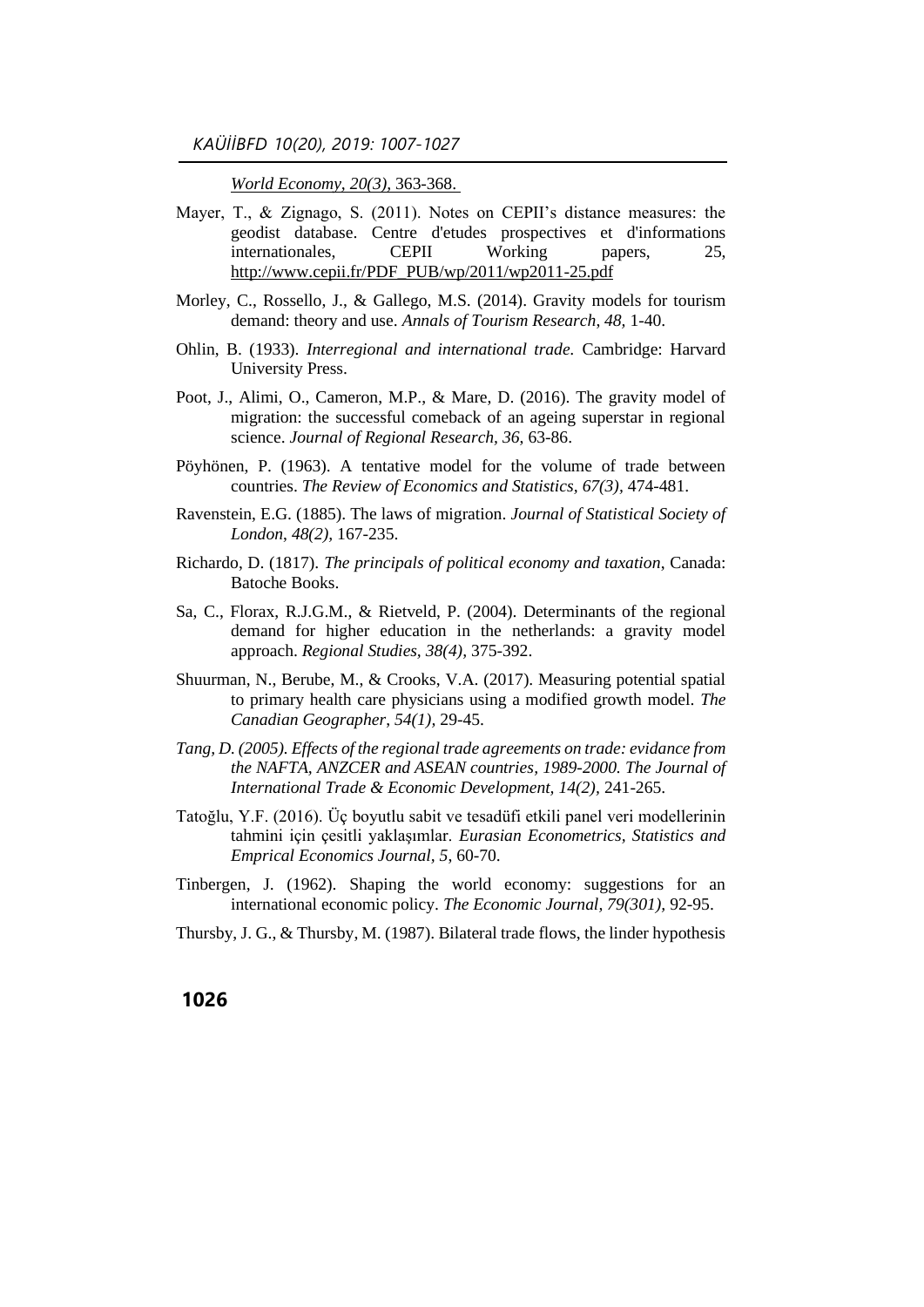*World Economy, 20(3),* 363-368.

Mayer, T., & Zignago, S. (2011). Notes on CEPII's distance measures: the geodist database. Centre d'etudes prospectives et d'informations internationales, CEPII Working papers, 25, http://www.cepii.fr/PDF_PUB/wp/2011/wp2011-25.pdf

Morley, C., Rossello, J., & Gallego, M.S. (2014). Gravity models for tourism demand: theory and use. *Annals of Tourism Research, 48,* 1-40.

Ohlin, B. (1933). *Interregional and international trade.* Cambridge: Harvard University Press.

Poot, J., Alimi, O., Cameron, M.P., & Mare, D. (2016). The gravity model of migration: the successful comeback of an ageing superstar in regional science. *Journal of Regional Research, 36,* 63-86.

Pöyhönen, P. (1963). A tentative model for the volume of trade between countries. *The Review of Economics and Statistics, 67(3),* 474-481.

Ravenstein, E.G. (1885). The laws of migration. *Journal of Statistical Society of London*, *48(2),* 167-235.

Richardo, D. (1817). *The principals of political economy and taxation*, Canada: Batoche Books.

Sa, C., Florax, R.J.G.M., & Rietveld, P. (2004). Determinants of the regional demand for higher education in the netherlands: a gravity model approach. *Regional Studies, 38(4),* 375-392.

Shuurman, N., Berube, M., & Crooks, V.A. (2017). Measuring potential spatial to primary health care physicians using a modified growth model. *The Canadian Geographer, 54(1),* 29-45.

*Tang, D. (2005). Effects of the regional trade agreements on trade: evidance from the NAFTA, ANZCER and ASEAN countries, 1989-2000. The Journal of International Trade & Economic Development, 14(2),* 241-265.

Tatoğlu, Y.F. (2016). Üç boyutlu sabit ve tesadüfi etkili panel veri modellerinin tahmini için çesitli yaklaşımlar. *Eurasian Econometrics, Statistics and Emprical Economics Journal, 5*, 60-70.

Tinbergen, J. (1962). Shaping the world economy: suggestions for an international economic policy. *The Economic Journal, 79(301),* 92-95.

Thursby, J. G., & Thursby, M. (1987). Bilateral trade flows, the linder hypothesis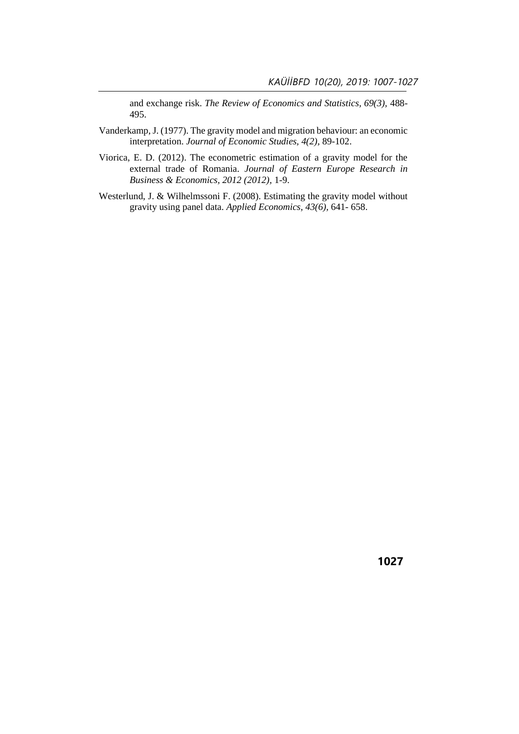and exchange risk. *The Review of Economics and Statistics, 69(3),* 488-495.

Vanderkamp, J. (1977). The gravity model and migration behaviour: an economic interpretation. *Journal of Economic Studies, 4(2)*, 89-102.

Viorica, E. D. (2012). The econometric estimation of a gravity model for the external trade of Romania. *Journal of Eastern Europe Research in Business & Economics, 2012 (2012)*, 1-9.

Westerlund, J. & Wilhelmssoni F. (2008). Estimating the gravity model without gravity using panel data. *Applied Economics, 43(6)*, 641- 658.